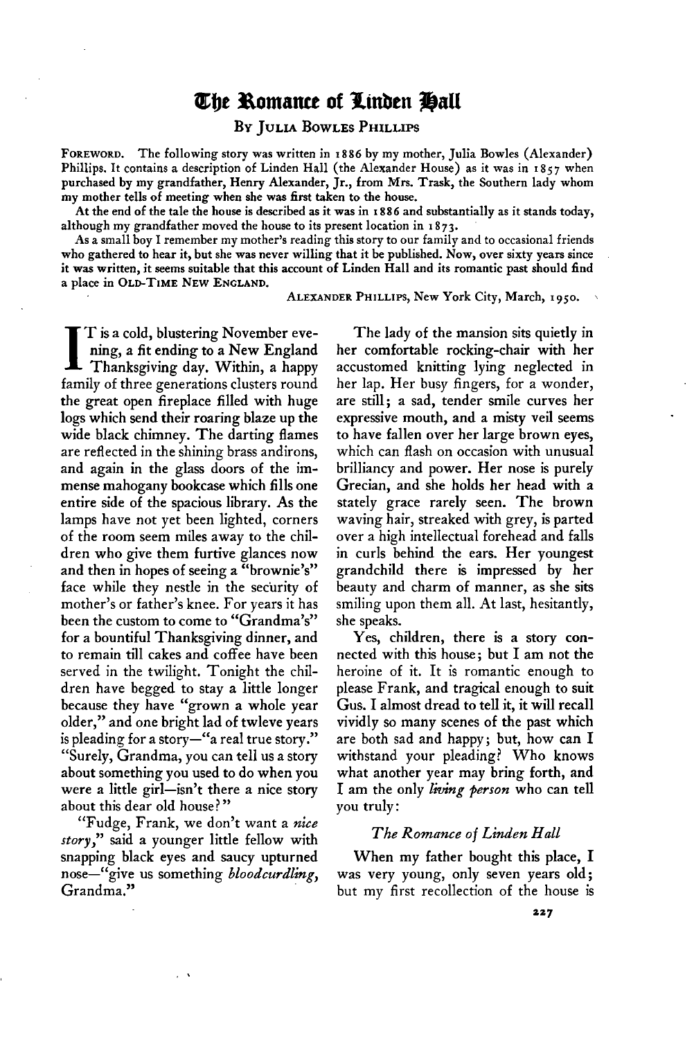# The Romance of Linden Hall

By Julia Bowles Phillips

Foreword. The following story was written in 1886 by my mother, Julia Bowles (Alexander) Phillips. It contains a description of Linden Hall (the Alexander House) as it was in 1857 when purchased by my grandfather, Henry Alexander, Jr., from Mrs. Trask, the Southern lady whom my mother tells of meeting when she was first taken to the house.

At the end of the tale the house is described as it was in 1886 and substantially as it stands today, although my grandfather moved the house to its present location in 1873.

As a small boy I remember my mother's reading this story to our family and to occasional friends who gathered to hear it, but she was never willing that it be published. Now, over sixty years since it was written, it seems suitable that this account of Linden Hall and its romantic past should find a place in Old-Time New England.

Alexander Phillips, New York City, March, 1950.

It is a cold, blustering November evening, a fit ending to a New England Thanksgiving day. Within, a happy family of three generations clusters round the great open fireplace filled with huge logs which send their roaring blaze up the wide black chimney. The darting flames are reflected in the shining brass andirons, and again in the glass doors of the immense mahogany bookcase which fills one entire side of the spacious library. As the lamps have not yet been lighted, corners of the room seem miles away to the children who give them furtive glances now and then in hopes of seeing a "brownie's" face while they nestle in the security of mother's or father's knee. For years it has been the custom to come to "Grandma's" for a bountiful Thanksgiving dinner, and to remain till cakes and coffee have been served in the twilight. Tonight the children have begged to stay a little longer because they have "grown a whole year older," and one bright lad of twleve years is pleading for a story—"a real true story." "Surely, Grandma, you can tell us a story about something you used to do when you were a little girl—isn't there a nice story about this dear old house?"

"Fudge, Frank, we don't want a *nice story*," said a younger little fellow with snapping black eyes and saucy upturned nose—"give us something *bloodcurdling*, Grandma."

The lady of the mansion sits quietly in her comfortable rocking-chair with her accustomed knitting lying neglected in her lap. Her busy fingers, for a wonder, are still; a sad, tender smile curves her expressive mouth, and a misty veil seems to have fallen over her large brown eyes, which can flash on occasion with unusual brilliancy and power. Her nose is purely Grecian, and she holds her head with a stately grace rarely seen. The brown waving hair, streaked with grey, is parted over a high intellectual forehead and falls in curls behind the ears. Her youngest grandchild there is impressed by her beauty and charm of manner, as she sits smiling upon them all. At last, hesitantly, she speaks.

Yes, children, there is a story connected with this house; but I am not the heroine of it. It is romantic enough to please Frank, and tragical enough to suit Gus. I almost dread to tell it, it will recall vividly so many scenes of the past which are both sad and happy; but, how can I withstand your pleading? Who knows what another year may bring forth, and I am the only *living person* who can tell you truly:

### *The Romance of Linden Hall*

When my father bought this place, I was very young, only seven years old; but my first recollection of the house is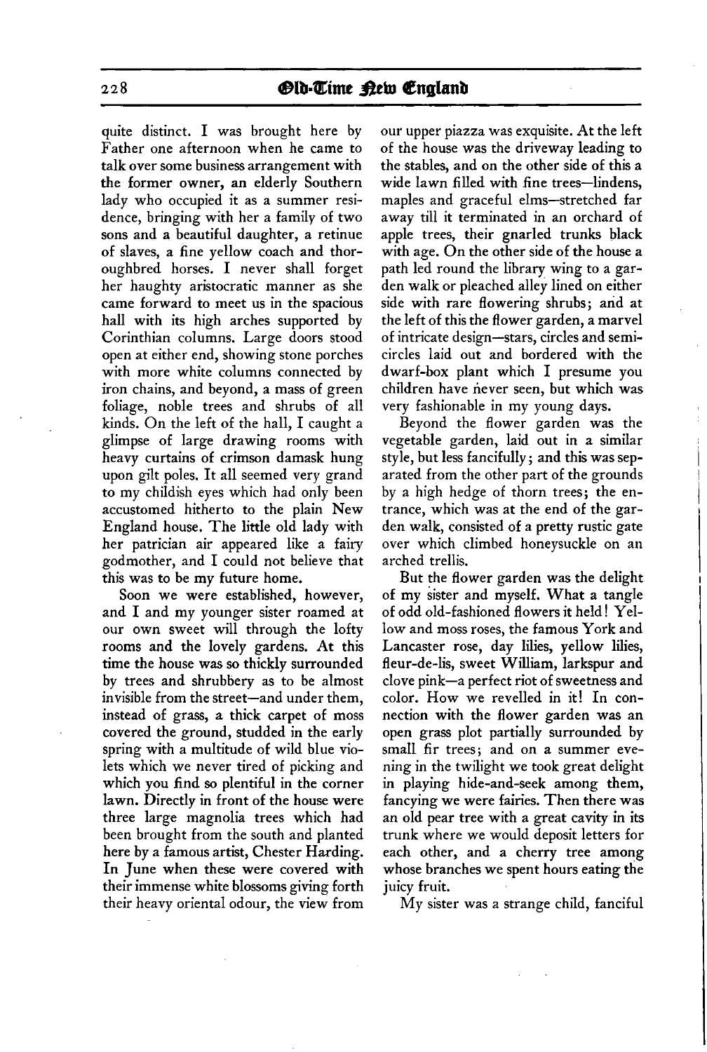quite distinct. I was brought here by Father one afternoon when he came to talk over some business arrangement with the former owner, an elderly Southern lady who occupied it as a summer residence, bringing with her a family of two sons and a beautiful daughter, a retinue of slaves, a fine yellow coach and thoroughbred horses. I never shall forget her haughty aristocratic manner as she came forward to meet us in the spacious hall with its high arches supported by Corinthian columns. Large doors stood open at either end, showing stone porches with more white columns connected by iron chains, and beyond, a mass of green foliage, noble trees and shrubs of all kinds. On the left of the hall, I caught a glimpse of large drawing rooms with heavy curtains of crimson damask hung upon gilt poles. It all seemed very grand to my childish eyes which had only been accustomed hitherto to the plain New England house. The little old lady with her patrician air appeared like a fairy godmother, and I could not believe that this was to be my future home.

Soon we were established, however, and I and my younger sister roamed at our own sweet will through the lofty rooms and the lovely gardens. At this time the house was so thickly surrounded by trees and shrubbery as to be almost invisible from the street—and under them, instead of grass, a thick carpet of moss covered the ground, studded in the early spring with a multitude of wild blue violets which we never tired of picking and which you find so plentiful in the corner lawn. Directly in front of the house were three large magnolia trees which had been brought from the south and planted here by a famous artist, Chester Harding. In June when these were covered with their immense white blossoms giving forth their heavy oriental odour, the view from our upper piazza was exquisite. At the left of the house was the driveway leading to the stables, and on the other side of this a wide lawn filled with fine trees—lindens, maples and graceful elms—stretched far away till it terminated in an orchard of apple trees, their gnarled trunks black with age. On the other side of the house a path led round the library wing to a garden walk or pleached alley lined on either side with rare flowering shrubs; and at the left of this the flower garden, a marvel of intricate design—stars, circles and semicircles laid out and bordered with the dwarf-box plant which I presume you children have never seen, but which was very fashionable in my young days.

Beyond the flower garden was the vegetable garden, laid out in a similar style, but less fancifully; and this was separated from the other part of the grounds by a high hedge of thorn trees; the entrance, which was at the end of the garden walk, consisted of a pretty rustic gate over which climbed honeysuckle on an arched trellis.

But the flower garden was the delight of my sister and myself. What a tangle of odd old-fashioned flowers it held! Yellow and moss roses, the famous York and Lancaster rose, day lilies, yellow lilies, fleur-de-lis, sweet William, larkspur and clove pink—a perfect riot of sweetness and color. How we revelled in it! In connection with the flower garden was an open grass plot partially surrounded by small fir trees; and on a summer evening in the twilight we took great delight in playing hide-and-seek among them, fancying we were fairies. Then there was an old pear tree with a great cavity in its trunk where we would deposit letters for each other, and a cherry tree among whose branches we spent hours eating the juicy fruit.

My sister was a strange child, fanciful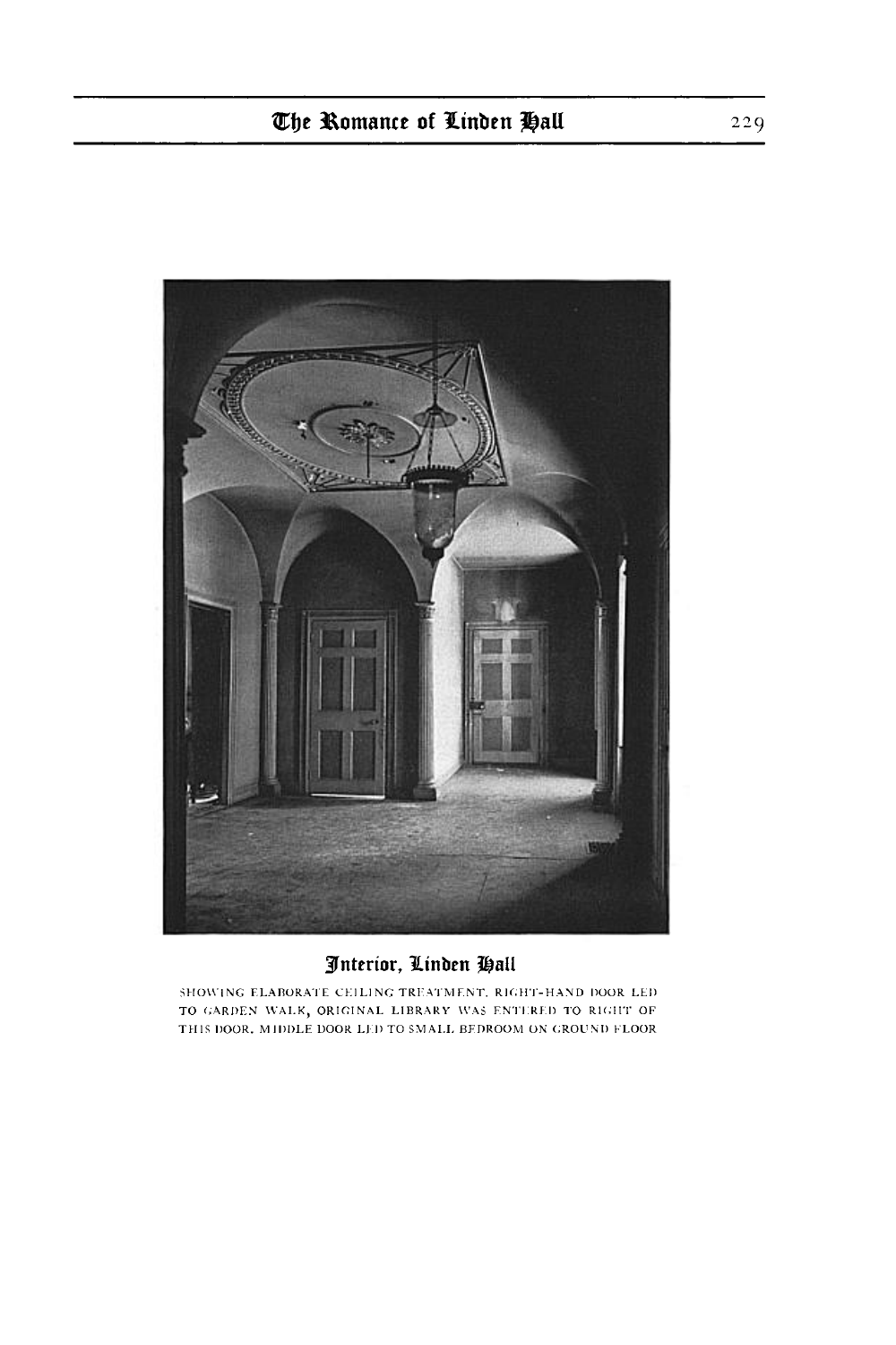## Interior, Linden Hall

SHOWING ELABORATE CEILING TREATMENT. RIGHT-HAND DOOR LED TO GARDEN WALK, ORIGINAL LIBRARY WAS ENTERED TO RIGHT OF THIS DOOR. MIDDLE DOOR LED TO SMALL BEDROOM ON GROUND FLOOR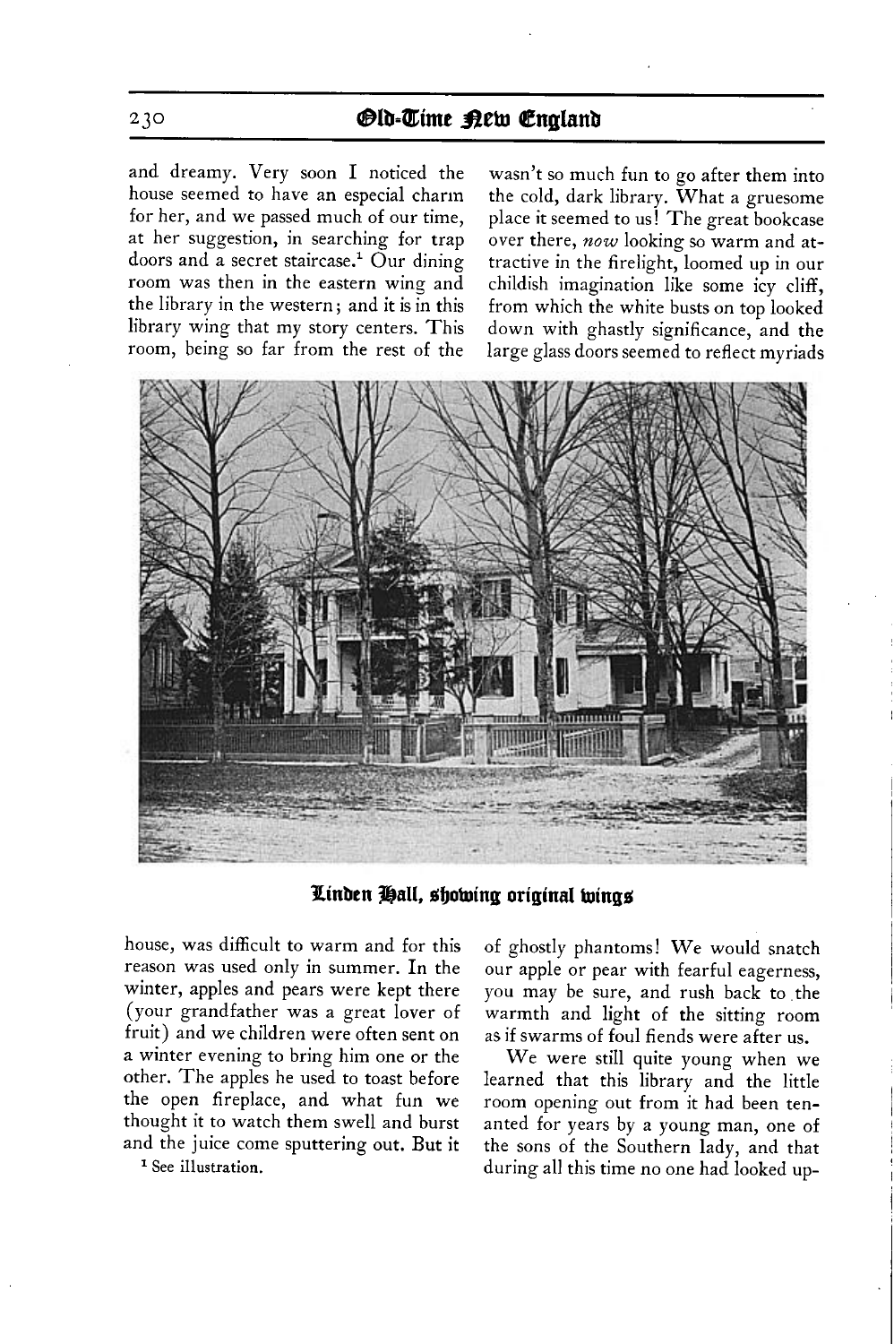and dreamy. Very soon I noticed the house seemed to have an especial charm for her, and we passed much of our time, at her suggestion, in searching for trap doors and a secret staircase.[1] Our dining room was then in the eastern wing and the library in the western; and it is in this library wing that my story centers. This room, being so far from the rest of the house, was difficult to warm and for this reason was used only in summer. In the winter, apples and pears were kept there (your grandfather was a great lover of fruit) and we children were often sent on a winter evening to bring him one or the other. The apples he used to toast before the open fireplace, and what fun we thought it to watch them swell and burst and the juice come sputtering out. But it wasn't so much fun to go after them into the cold, dark library. What a gruesome place it seemed to us! The great bookcase over there, *now* looking so warm and attractive in the firelight, loomed up in our childish imagination like some icy cliff, from which the white busts on top looked down with ghastly significance, and the large glass doors seemed to reflect myriads of ghostly phantoms! We would snatch our apple or pear with fearful eagerness, you may be sure, and rush back to the warmth and light of the sitting room as if swarms of foul fiends were after us.

**Linden Hall, showing original wings**

We were still quite young when we learned that this library and the little room opening out from it had been tenanted for years by a young man, one of the sons of the Southern lady, and that during all this time no one had looked up-

[1] See illustration.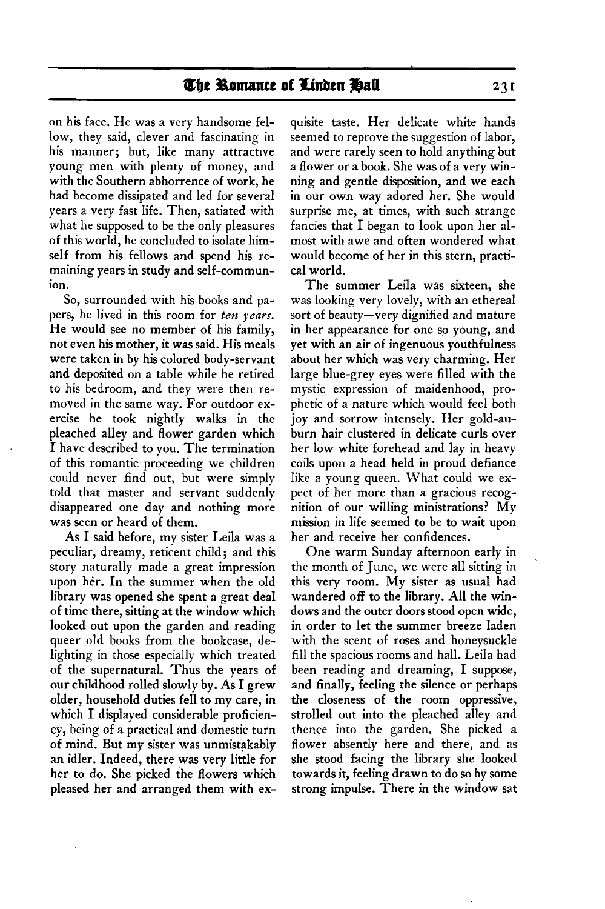on his face. He was a very handsome fellow, they said, clever and fascinating in his manner; but, like many attractive young men with plenty of money, and with the Southern abhorrence of work, he had become dissipated and led for several years a very fast life. Then, satiated with what he supposed to be the only pleasures of this world, he concluded to isolate himself from his fellows and spend his remaining years in study and self-communion.

So, surrounded with his books and papers, he lived in this room for *ten years*. He would see no member of his family, not even his mother, it was said. His meals were taken in by his colored body-servant and deposited on a table while he retired to his bedroom, and they were then removed in the same way. For outdoor exercise he took nightly walks in the pleached alley and flower garden which I have described to you. The termination of this romantic proceeding we children could never find out, but were simply told that master and servant suddenly disappeared one day and nothing more was seen or heard of them.

As I said before, my sister Leila was a peculiar, dreamy, reticent child; and this story naturally made a great impression upon her. In the summer when the old library was opened she spent a great deal of time there, sitting at the window which looked out upon the garden and reading queer old books from the bookcase, delighting in those especially which treated of the supernatural. Thus the years of our childhood rolled slowly by. As I grew older, household duties fell to my care, in which I displayed considerable proficiency, being of a practical and domestic turn of mind. But my sister was unmistakably an idler. Indeed, there was very little for her to do. She picked the flowers which pleased her and arranged them with exquisite taste. Her delicate white hands seemed to reprove the suggestion of labor, and were rarely seen to hold anything but a flower or a book. She was of a very winning and gentle disposition, and we each in our own way adored her. She would surprise me, at times, with such strange fancies that I began to look upon her almost with awe and often wondered what would become of her in this stern, practical world.

The summer Leila was sixteen, she was looking very lovely, with an ethereal sort of beauty—very dignified and mature in her appearance for one so young, and yet with an air of ingenuous youthfulness about her which was very charming. Her large blue-grey eyes were filled with the mystic expression of maidenhood, prophetic of a nature which would feel both joy and sorrow intensely. Her gold-auburn hair clustered in delicate curls over her low white forehead and lay in heavy coils upon a head held in proud defiance like a young queen. What could we expect of her more than a gracious recognition of our willing ministrations? My mission in life seemed to be to wait upon her and receive her confidences.

One warm Sunday afternoon early in the month of June, we were all sitting in this very room. My sister as usual had wandered off to the library. All the windows and the outer doors stood open wide, in order to let the summer breeze laden with the scent of roses and honeysuckle fill the spacious rooms and hall. Leila had been reading and dreaming, I suppose, and finally, feeling the silence or perhaps the closeness of the room oppressive, strolled out into the pleached alley and thence into the garden. She picked a flower absently here and there, and as she stood facing the library she looked towards it, feeling drawn to do so by some strong impulse. There in the window sat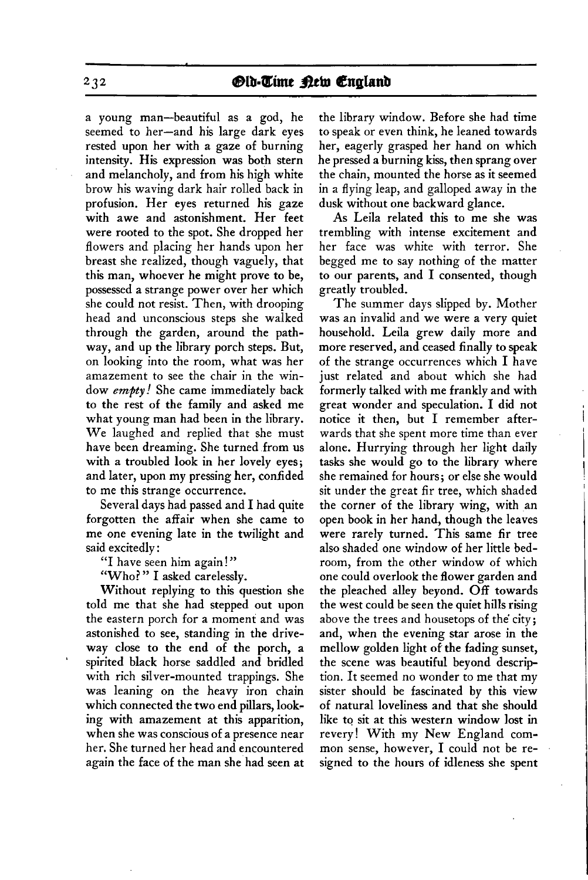a young man—beautiful as a god, he seemed to her—and his large dark eyes rested upon her with a gaze of burning intensity. His expression was both stern and melancholy, and from his high white brow his waving dark hair rolled back in profusion. Her eyes returned his gaze with awe and astonishment. Her feet were rooted to the spot. She dropped her flowers and placing her hands upon her breast she realized, though vaguely, that this man, whoever he might prove to be, possessed a strange power over her which she could not resist. Then, with drooping head and unconscious steps she walked through the garden, around the pathway, and up the library porch steps. But, on looking into the room, what was her amazement to see the chair in the window *empty!* She came immediately back to the rest of the family and asked me what young man had been in the library. We laughed and replied that she must have been dreaming. She turned from us with a troubled look in her lovely eyes; and later, upon my pressing her, confided to me this strange occurrence.

Several days had passed and I had quite forgotten the affair when she came to me one evening late in the twilight and said excitedly:

"I have seen him again!"

"Who?" I asked carelessly.

Without replying to this question she told me that she had stepped out upon the eastern porch for a moment and was astonished to see, standing in the driveway close to the end of the porch, a spirited black horse saddled and bridled with rich silver-mounted trappings. She was leaning on the heavy iron chain which connected the two end pillars, looking with amazement at this apparition, when she was conscious of a presence near her. She turned her head and encountered again the face of the man she had seen at the library window. Before she had time to speak or even think, he leaned towards her, eagerly grasped her hand on which he pressed a burning kiss, then sprang over the chain, mounted the horse as it seemed in a flying leap, and galloped away in the dusk without one backward glance.

As Leila related this to me she was trembling with intense excitement and her face was white with terror. She begged me to say nothing of the matter to our parents, and I consented, though greatly troubled.

The summer days slipped by. Mother was an invalid and we were a very quiet household. Leila grew daily more and more reserved, and ceased finally to speak of the strange occurrences which I have just related and about which she had formerly talked with me frankly and with great wonder and speculation. I did not notice it then, but I remember afterwards that she spent more time than ever alone. Hurrying through her light daily tasks she would go to the library where she remained for hours; or else she would sit under the great fir tree, which shaded the corner of the library wing, with an open book in her hand, though the leaves were rarely turned. This same fir tree also shaded one window of her little bedroom, from the other window of which one could overlook the flower garden and the pleached alley beyond. Off towards the west could be seen the quiet hills rising above the trees and housetops of the city; and, when the evening star arose in the mellow golden light of the fading sunset, the scene was beautiful beyond description. It seemed no wonder to me that my sister should be fascinated by this view of natural loveliness and that she should like to sit at this western window lost in revery! With my New England common sense, however, I could not be resigned to the hours of idleness she spent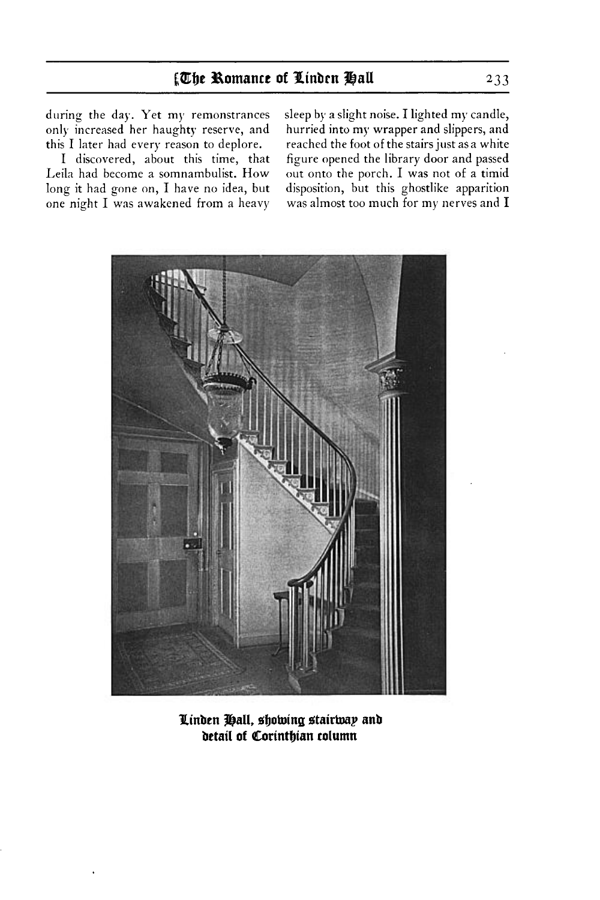during the day. Yet my remonstrances only increased her haughty reserve, and this I later had every reason to deplore.

I discovered, about this time, that Leila had become a somnambulist. How long it had gone on, I have no idea, but one night I was awakened from a heavy sleep by a slight noise. I lighted my candle, hurried into my wrapper and slippers, and reached the foot of the stairs just as a white figure opened the library door and passed out onto the porch. I was not of a timid disposition, but this ghostlike apparition was almost too much for my nerves and I

**Linden Hall, showing stairway and detail of Corinthian column**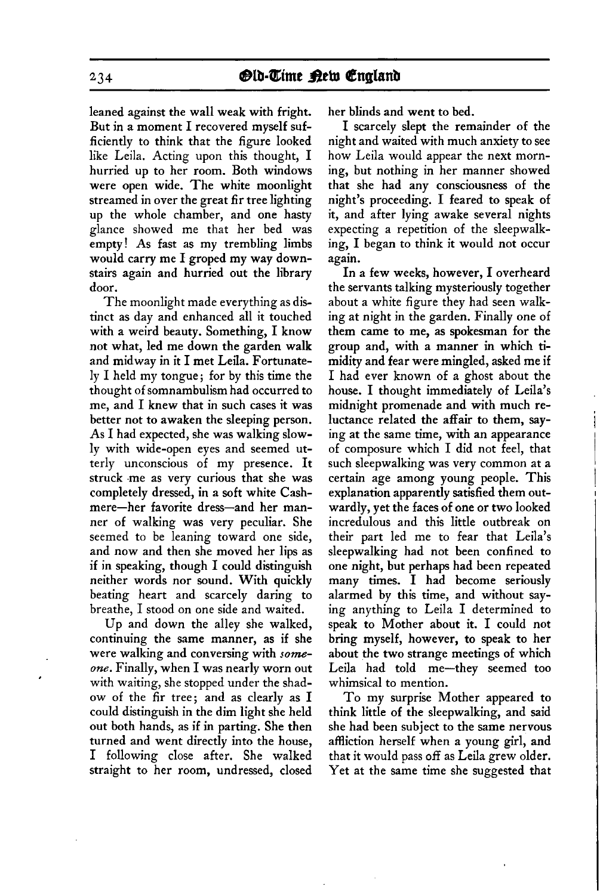leaned against the wall weak with fright. But in a moment I recovered myself sufficiently to think that the figure looked like Leila. Acting upon this thought, I hurried up to her room. Both windows were open wide. The white moonlight streamed in over the great fir tree lighting up the whole chamber, and one hasty glance showed me that her bed was empty! As fast as my trembling limbs would carry me I groped my way downstairs again and hurried out the library door.

The moonlight made everything as distinct as day and enhanced all it touched with a weird beauty. Something, I know not what, led me down the garden walk and midway in it I met Leila. Fortunately I held my tongue; for by this time the thought of somnambulism had occurred to me, and I knew that in such cases it was better not to awaken the sleeping person. As I had expected, she was walking slowly with wide-open eyes and seemed utterly unconscious of my presence. It struck me as very curious that she was completely dressed, in a soft white Cashmere—her favorite dress—and her manner of walking was very peculiar. She seemed to be leaning toward one side, and now and then she moved her lips as if in speaking, though I could distinguish neither words nor sound. With quickly beating heart and scarcely daring to breathe, I stood on one side and waited.

Up and down the alley she walked, continuing the same manner, as if she were walking and conversing with *someone*. Finally, when I was nearly worn out with waiting, she stopped under the shadow of the fir tree; and as clearly as I could distinguish in the dim light she held out both hands, as if in parting. She then turned and went directly into the house, I following close after. She walked straight to her room, undressed, closed her blinds and went to bed.

I scarcely slept the remainder of the night and waited with much anxiety to see how Leila would appear the next morning, but nothing in her manner showed that she had any consciousness of the night's proceeding. I feared to speak of it, and after lying awake several nights expecting a repetition of the sleepwalking, I began to think it would not occur again.

In a few weeks, however, I overheard the servants talking mysteriously together about a white figure they had seen walking at night in the garden. Finally one of them came to me, as spokesman for the group and, with a manner in which timidity and fear were mingled, asked me if I had ever known of a ghost about the house. I thought immediately of Leila's midnight promenade and with much reluctance related the affair to them, saying at the same time, with an appearance of composure which I did not feel, that such sleepwalking was very common at a certain age among young people. This explanation apparently satisfied them outwardly, yet the faces of one or two looked incredulous and this little outbreak on their part led me to fear that Leila's sleepwalking had not been confined to one night, but perhaps had been repeated many times. I had become seriously alarmed by this time, and without saying anything to Leila I determined to speak to Mother about it. I could not bring myself, however, to speak to her about the two strange meetings of which Leila had told me—they seemed too whimsical to mention.

To my surprise Mother appeared to think little of the sleepwalking, and said she had been subject to the same nervous affliction herself when a young girl, and that it would pass off as Leila grew older. Yet at the same time she suggested that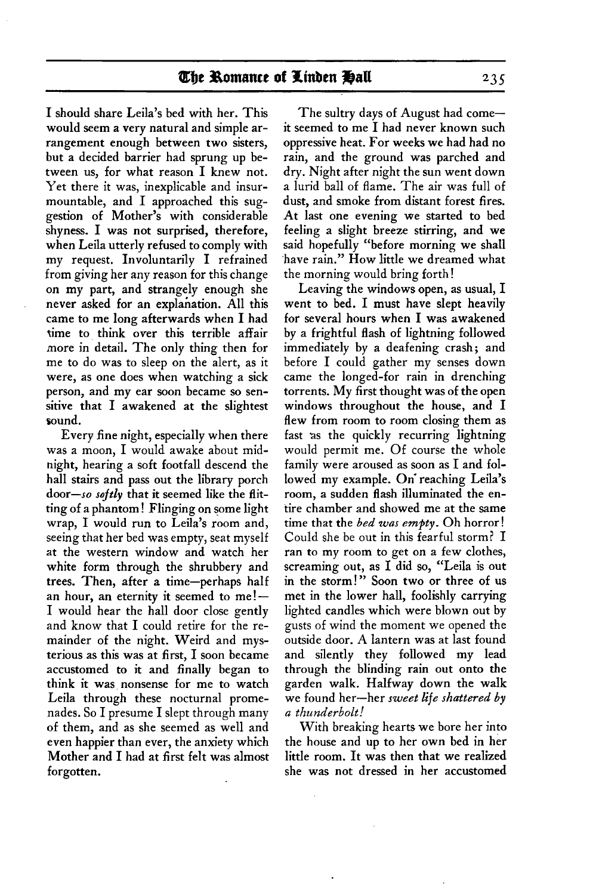I should share Leila's bed with her. This would seem a very natural and simple arrangement enough between two sisters, but a decided barrier had sprung up between us, for what reason I knew not. Yet there it was, inexplicable and insurmountable, and I approached this suggestion of Mother's with considerable shyness. I was not surprised, therefore, when Leila utterly refused to comply with my request. Involuntarily I refrained from giving her any reason for this change on my part, and strangely enough she never asked for an explanation. All this came to me long afterwards when I had time to think over this terrible affair more in detail. The only thing then for me to do was to sleep on the alert, as it were, as one does when watching a sick person, and my ear soon became so sensitive that I awakened at the slightest sound.

Every fine night, especially when there was a moon, I would awake about midnight, hearing a soft footfall descend the hall stairs and pass out the library porch door—*so softly* that it seemed like the flitting of a phantom! Flinging on some light wrap, I would run to Leila's room and, seeing that her bed was empty, seat myself at the western window and watch her white form through the shrubbery and trees. Then, after a time—perhaps half an hour, an eternity it seemed to me!—I would hear the hall door close gently and know that I could retire for the remainder of the night. Weird and mysterious as this was at first, I soon became accustomed to it and finally began to think it was nonsense for me to watch Leila through these nocturnal promenades. So I presume I slept through many of them, and as she seemed as well and even happier than ever, the anxiety which Mother and I had at first felt was almost forgotten.

The sultry days of August had come—it seemed to me I had never known such oppressive heat. For weeks we had had no rain, and the ground was parched and dry. Night after night the sun went down a lurid ball of flame. The air was full of dust, and smoke from distant forest fires. At last one evening we started to bed feeling a slight breeze stirring, and we said hopefully "before morning we shall have rain." How little we dreamed what the morning would bring forth!

Leaving the windows open, as usual, I went to bed. I must have slept heavily for several hours when I was awakened by a frightful flash of lightning followed immediately by a deafening crash; and before I could gather my senses down came the longed-for rain in drenching torrents. My first thought was of the open windows throughout the house, and I flew from room to room closing them as fast as the quickly recurring lightning would permit me. Of course the whole family were aroused as soon as I and followed my example. On reaching Leila's room, a sudden flash illuminated the entire chamber and showed me at the same time that the *bed was empty*. Oh horror! Could she be out in this fearful storm? I ran to my room to get on a few clothes, screaming out, as I did so, "Leila is out in the storm!" Soon two or three of us met in the lower hall, foolishly carrying lighted candles which were blown out by gusts of wind the moment we opened the outside door. A lantern was at last found and silently they followed my lead through the blinding rain out onto the garden walk. Halfway down the walk we found her—her *sweet life shattered by a thunderbolt!*

With breaking hearts we bore her into the house and up to her own bed in her little room. It was then that we realized she was not dressed in her accustomed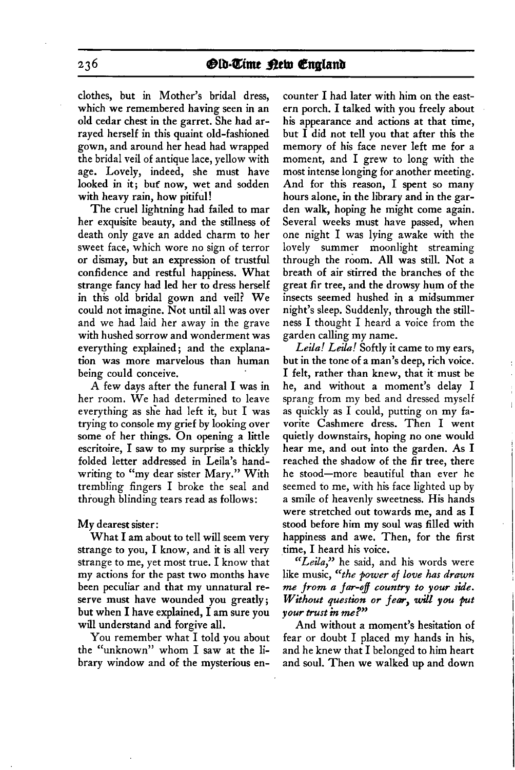clothes, but in Mother's bridal dress, which we remembered having seen in an old cedar chest in the garret. She had arrayed herself in this quaint old-fashioned gown, and around her head had wrapped the bridal veil of antique lace, yellow with age. Lovely, indeed, she must have looked in it; but now, wet and sodden with heavy rain, how pitiful!

The cruel lightning had failed to mar her exquisite beauty, and the stillness of death only gave an added charm to her sweet face, which wore no sign of terror or dismay, but an expression of trustful confidence and restful happiness. What strange fancy had led her to dress herself in this old bridal gown and veil? We could not imagine. Not until all was over and we had laid her away in the grave with hushed sorrow and wonderment was everything explained; and the explanation was more marvelous than human being could conceive.

A few days after the funeral I was in her room. We had determined to leave everything as she had left it, but I was trying to console my grief by looking over some of her things. On opening a little escritoire, I saw to my surprise a thickly folded letter addressed in Leila's handwriting to "my dear sister Mary." With trembling fingers I broke the seal and through blinding tears read as follows:

My dearest sister:

What I am about to tell will seem very strange to you, I know, and it is all very strange to me, yet most true. I know that my actions for the past two months have been peculiar and that my unnatural reserve must have wounded you greatly; but when I have explained, I am sure you will understand and forgive all.

You remember what I told you about the "unknown" whom I saw at the library window and of the mysterious encounter I had later with him on the eastern porch. I talked with you freely about his appearance and actions at that time, but I did not tell you that after this the memory of his face never left me for a moment, and I grew to long with the most intense longing for another meeting. And for this reason, I spent so many hours alone, in the library and in the garden walk, hoping he might come again. Several weeks must have passed, when one night I was lying awake with the lovely summer moonlight streaming through the room. All was still. Not a breath of air stirred the branches of the great fir tree, and the drowsy hum of the insects seemed hushed in a midsummer night's sleep. Suddenly, through the stillness I thought I heard a voice from the garden calling my name.

*Leila! Leila!* Softly it came to my ears, but in the tone of a man's deep, rich voice. I felt, rather than knew, that it must be he, and without a moment's delay I sprang from my bed and dressed myself as quickly as I could, putting on my favorite Cashmere dress. Then I went quietly downstairs, hoping no one would hear me, and out into the garden. As I reached the shadow of the fir tree, there he stood—more beautiful than ever he seemed to me, with his face lighted up by a smile of heavenly sweetness. His hands were stretched out towards me, and as I stood before him my soul was filled with happiness and awe. Then, for the first time, I heard his voice.

"*Leila*," he said, and his words were like music, "*the power of love has drawn me from a far-off country to your side. Without question or fear, will you put your trust in me?*"

And without a moment's hesitation of fear or doubt I placed my hands in his, and he knew that I belonged to him heart and soul. Then we walked up and down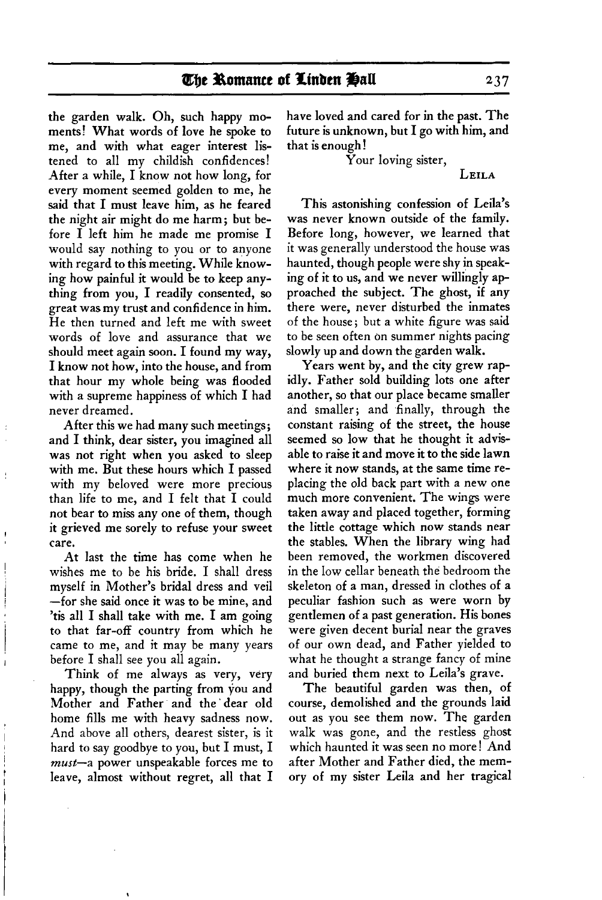the garden walk. Oh, such happy moments! What words of love he spoke to me, and with what eager interest listened to all my childish confidences! After a while, I know not how long, for every moment seemed golden to me, he said that I must leave him, as he feared the night air might do me harm; but before I left him he made me promise I would say nothing to you or to anyone with regard to this meeting. While knowing how painful it would be to keep anything from you, I readily consented, so great was my trust and confidence in him. He then turned and left me with sweet words of love and assurance that we should meet again soon. I found my way, I know not how, into the house, and from that hour my whole being was flooded with a supreme happiness of which I had never dreamed.

After this we had many such meetings; and I think, dear sister, you imagined all was not right when you asked to sleep with me. But these hours which I passed with my beloved were more precious than life to me, and I felt that I could not bear to miss any one of them, though it grieved me sorely to refuse your sweet care.

At last the time has come when he wishes me to be his bride. I shall dress myself in Mother's bridal dress and veil —for she said once it was to be mine, and 'tis all I shall take with me. I am going to that far-off country from which he came to me, and it may be many years before I shall see you all again.

Think of me always as very, very happy, though the parting from you and Mother and Father and the dear old home fills me with heavy sadness now. And above all others, dearest sister, is it hard to say goodbye to you, but I must, I *must*—a power unspeakable forces me to leave, almost without regret, all that I have loved and cared for in the past. The future is unknown, but I go with him, and that is enough!

Your loving sister,

LEILA

This astonishing confession of Leila's was never known outside of the family. Before long, however, we learned that it was generally understood the house was haunted, though people were shy in speaking of it to us, and we never willingly approached the subject. The ghost, if any there were, never disturbed the inmates of the house; but a white figure was said to be seen often on summer nights pacing slowly up and down the garden walk.

Years went by, and the city grew rapidly. Father sold building lots one after another, so that our place became smaller and smaller; and finally, through the constant raising of the street, the house seemed so low that he thought it advisable to raise it and move it to the side lawn where it now stands, at the same time replacing the old back part with a new one much more convenient. The wings were taken away and placed together, forming the little cottage which now stands near the stables. When the library wing had been removed, the workmen discovered in the low cellar beneath the bedroom the skeleton of a man, dressed in clothes of a peculiar fashion such as were worn by gentlemen of a past generation. His bones were given decent burial near the graves of our own dead, and Father yielded to what he thought a strange fancy of mine and buried them next to Leila's grave.

The beautiful garden was then, of course, demolished and the grounds laid out as you see them now. The garden walk was gone, and the restless ghost which haunted it was seen no more! And after Mother and Father died, the memory of my sister Leila and her tragical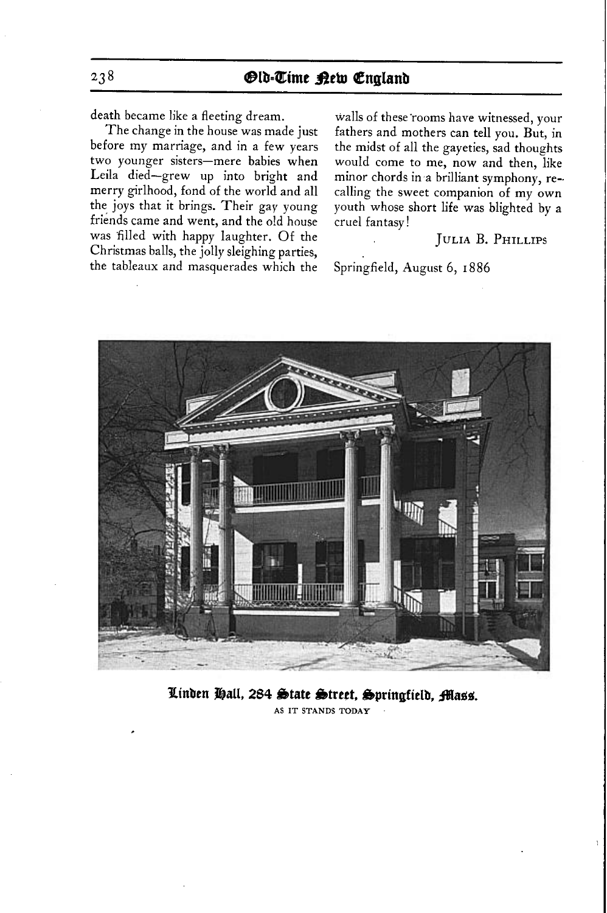death became like a fleeting dream.

The change in the house was made just before my marriage, and in a few years two younger sisters—mere babies when Leila died—grew up into bright and merry girlhood, fond of the world and all the joys that it brings. Their gay young friends came and went, and the old house was filled with happy laughter. Of the Christmas balls, the jolly sleighing parties, the tableaux and masquerades which the walls of these rooms have witnessed, your fathers and mothers can tell you. But, in the midst of all the gayeties, sad thoughts would come to me, now and then, like minor chords in a brilliant symphony, recalling the sweet companion of my own youth whose short life was blighted by a cruel fantasy!

JULIA B. PHILLIPS

Springfield, August 6, 1886

**Linden Hall, 284 State Street, Springfield, Mass.**

AS IT STANDS TODAY